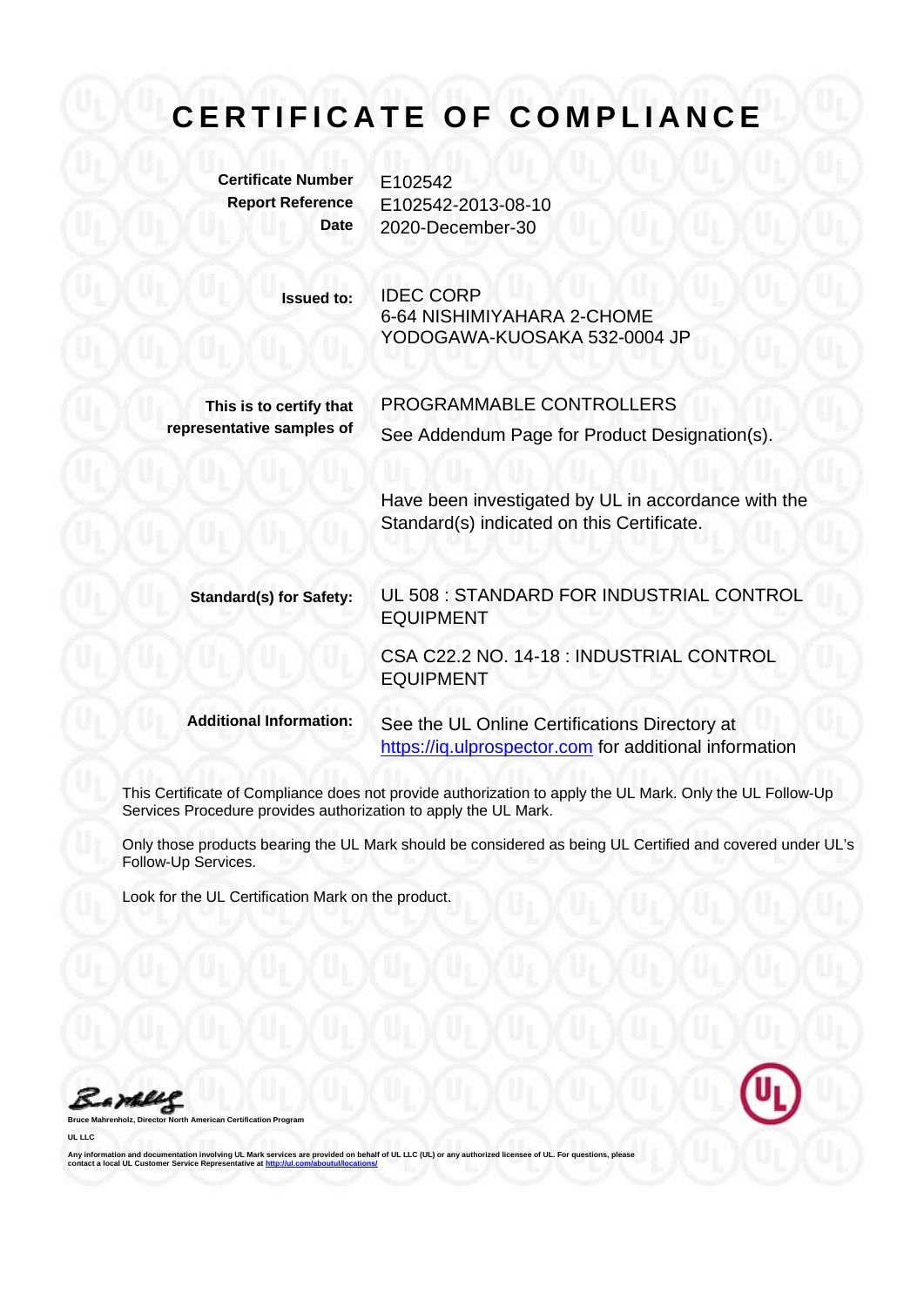# CERTIFICATE OF COMPLIANCE

**Certificate Number** E102542

**Report Reference** E102542-2013-08-10

**Date** 2020-December-30

**Issued to:** IDEC CORP
6-64 NISHIMIYAHARA 2-CHOME
YODOGAWA-KUOSAKA 532-0004 JP

**This is to certify that representative samples of** PROGRAMMABLE CONTROLLERS

See Addendum Page for Product Designation(s).

Have been investigated by UL in accordance with the Standard(s) indicated on this Certificate.

**Standard(s) for Safety:** UL 508 : STANDARD FOR INDUSTRIAL CONTROL EQUIPMENT

CSA C22.2 NO. 14-18 : INDUSTRIAL CONTROL EQUIPMENT

**Additional Information:** See the UL Online Certifications Directory at https://iq.ulprospector.com for additional information

This Certificate of Compliance does not provide authorization to apply the UL Mark. Only the UL Follow-Up Services Procedure provides authorization to apply the UL Mark.

Only those products bearing the UL Mark should be considered as being UL Certified and covered under UL's Follow-Up Services.

Look for the UL Certification Mark on the product.

**Bruce Mahrenholz, Director North American Certification Program**

**UL LLC**

Any information and documentation involving UL Mark services are provided on behalf of UL LLC (UL) or any authorized licensee of UL. For questions, please contact a local UL Customer Service Representative at http://ul.com/aboutul/locations/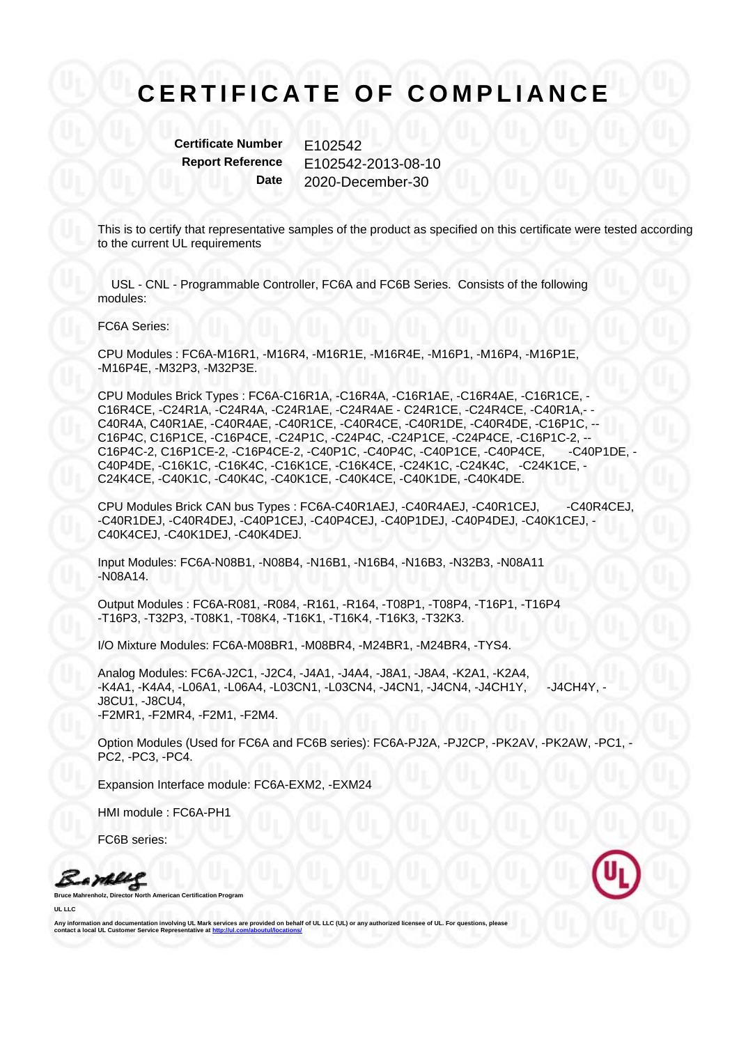# CERTIFICATE OF COMPLIANCE

**Certificate Number** E102542
**Report Reference** E102542-2013-08-10
**Date** 2020-December-30

This is to certify that representative samples of the product as specified on this certificate were tested according to the current UL requirements

USL - CNL - Programmable Controller, FC6A and FC6B Series. Consists of the following modules:

FC6A Series:

CPU Modules : FC6A-M16R1, -M16R4, -M16R1E, -M16R4E, -M16P1, -M16P4, -M16P1E, -M16P4E, -M32P3, -M32P3E.

CPU Modules Brick Types : FC6A-C16R1A, -C16R4A, -C16R1AE, -C16R4AE, -C16R1CE, -C16R4CE, -C24R1A, -C24R4A, -C24R1AE, -C24R4AE - C24R1CE, -C24R4CE, -C40R1A,- -C40R4A, C40R1AE, -C40R4AE, -C40R1CE, -C40R4CE, -C40R1DE, -C40R4DE, -C16P1C, --C16P4C, C16P1CE, -C16P4CE, -C24P1C, -C24P4C, -C24P1CE, -C24P4CE, -C16P1C-2, --C16P4C-2, C16P1CE-2, -C16P4CE-2, -C40P1C, -C40P4C, -C40P1CE, -C40P4CE, -C40P1DE, -C40P4DE, -C16K1C, -C16K4C, -C16K1CE, -C16K4CE, -C24K1C, -C24K4C, -C24K1CE, -C24K4CE, -C40K1C, -C40K4C, -C40K1CE, -C40K4CE, -C40K1DE, -C40K4DE.

CPU Modules Brick CAN bus Types : FC6A-C40R1AEJ, -C40R4AEJ, -C40R1CEJ, -C40R4CEJ, -C40R1DEJ, -C40R4DEJ, -C40P1CEJ, -C40P4CEJ, -C40P1DEJ, -C40P4DEJ, -C40K1CEJ, -C40K4CEJ, -C40K1DEJ, -C40K4DEJ.

Input Modules: FC6A-N08B1, -N08B4, -N16B1, -N16B4, -N16B3, -N32B3, -N08A11 -N08A14.

Output Modules : FC6A-R081, -R084, -R161, -R164, -T08P1, -T08P4, -T16P1, -T16P4 -T16P3, -T32P3, -T08K1, -T08K4, -T16K1, -T16K4, -T16K3, -T32K3.

I/O Mixture Modules: FC6A-M08BR1, -M08BR4, -M24BR1, -M24BR4, -TYS4.

Analog Modules: FC6A-J2C1, -J2C4, -J4A1, -J4A4, -J8A1, -J8A4, -K2A1, -K2A4, -K4A1, -K4A4, -L06A1, -L06A4, -L03CN1, -L03CN4, -J4CN1, -J4CN4, -J4CH1Y, -J4CH4Y, -J8CU1, -J8CU4,
-F2MR1, -F2MR4, -F2M1, -F2M4.

Option Modules (Used for FC6A and FC6B series): FC6A-PJ2A, -PJ2CP, -PK2AV, -PK2AW, -PC1, -PC2, -PC3, -PC4.

Expansion Interface module: FC6A-EXM2, -EXM24

HMI module : FC6A-PH1

FC6B series:

Bruce Mahrenholz, Director North American Certification Program

UL LLC

Any information and documentation involving UL Mark services are provided on behalf of UL LLC (UL) or any authorized licensee of UL. For questions, please contact a local UL Customer Service Representative at http://ul.com/aboutul/locations/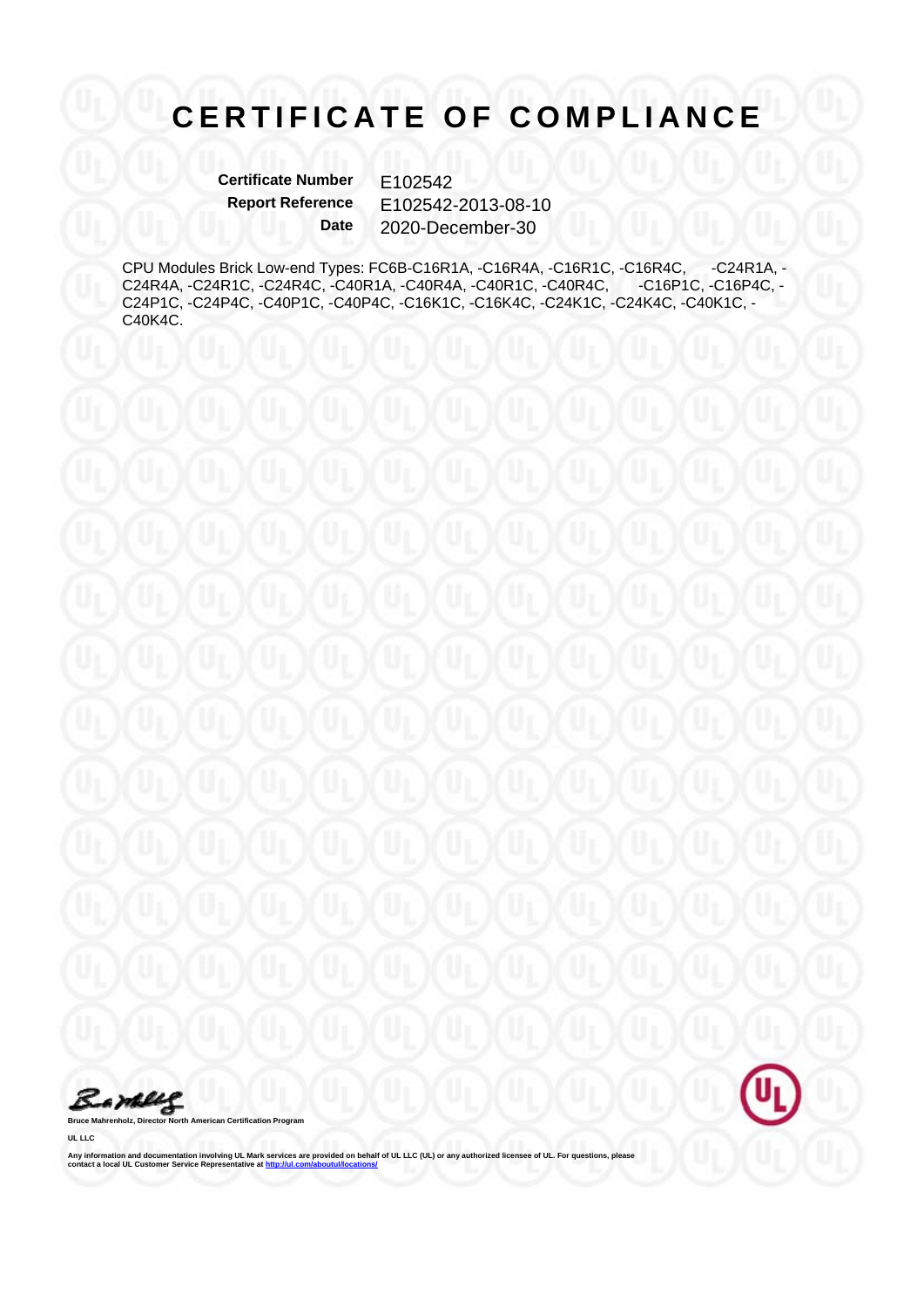# CERTIFICATE OF COMPLIANCE

**Certificate Number** E102542
**Report Reference** E102542-2013-08-10
**Date** 2020-December-30

CPU Modules Brick Low-end Types: FC6B-C16R1A, -C16R4A, -C16R1C, -C16R4C, -C24R1A, -C24R4A, -C24R1C, -C24R4C, -C40R1A, -C40R4A, -C40R1C, -C40R4C, -C16P1C, -C16P4C, -C24P1C, -C24P4C, -C40P1C, -C40P4C, -C16K1C, -C16K4C, -C24K1C, -C24K4C, -C40K1C, -C40K4C.

**Bruce Mahrenholz, Director North American Certification Program**

**UL LLC**

**Any information and documentation involving UL Mark services are provided on behalf of UL LLC (UL) or any authorized licensee of UL. For questions, please contact a local UL Customer Service Representative at http://ul.com/aboutul/locations/**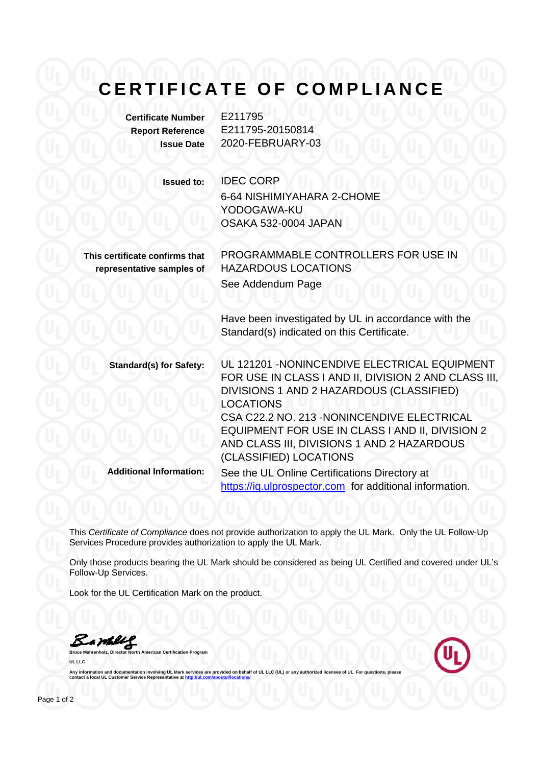# CERTIFICATE OF COMPLIANCE

| | |
|---|---|
| **Certificate Number** | E211795 |
| **Report Reference** | E211795-20150814 |
| **Issue Date** | 2020-FEBRUARY-03 |

| | |
|---|---|
| **Issued to:** | IDEC CORP<br>6-64 NISHIMIYAHARA 2-CHOME<br>YODOGAWA-KU<br>OSAKA 532-0004 JAPAN |
| **This certificate confirms that representative samples of** | PROGRAMMABLE CONTROLLERS FOR USE IN HAZARDOUS LOCATIONS<br>See Addendum Page<br><br>Have been investigated by UL in accordance with the Standard(s) indicated on this Certificate. |
| **Standard(s) for Safety:** | UL 121201 -NONINCENDIVE ELECTRICAL EQUIPMENT FOR USE IN CLASS I AND II, DIVISION 2 AND CLASS III, DIVISIONS 1 AND 2 HAZARDOUS (CLASSIFIED) LOCATIONS<br>CSA C22.2 NO. 213 -NONINCENDIVE ELECTRICAL EQUIPMENT FOR USE IN CLASS I AND II, DIVISION 2 AND CLASS III, DIVISIONS 1 AND 2 HAZARDOUS (CLASSIFIED) LOCATIONS |
| **Additional Information:** | See the UL Online Certifications Directory at https://iq.ulprospector.com for additional information. |

This *Certificate of Compliance* does not provide authorization to apply the UL Mark. Only the UL Follow-Up Services Procedure provides authorization to apply the UL Mark.

Only those products bearing the UL Mark should be considered as being UL Certified and covered under UL's Follow-Up Services.

Look for the UL Certification Mark on the product.

**Bruce Mahrenholz, Director North American Certification Program**

**UL LLC**

Any information and documentation involving UL Mark services are provided on behalf of UL LLC (UL) or any authorized licensee of UL. For questions, please contact a local UL Customer Service Representative at http://ul.com/aboutul/locations/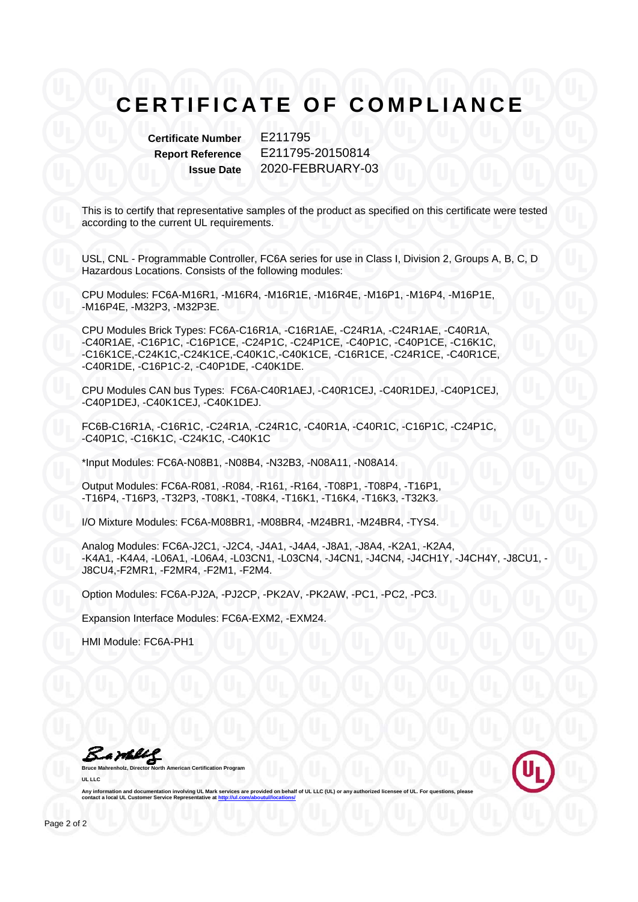# CERTIFICATE OF COMPLIANCE

**Certificate Number** E211795
**Report Reference** E211795-20150814
**Issue Date** 2020-FEBRUARY-03

This is to certify that representative samples of the product as specified on this certificate were tested according to the current UL requirements.

USL, CNL - Programmable Controller, FC6A series for use in Class I, Division 2, Groups A, B, C, D Hazardous Locations. Consists of the following modules:

CPU Modules: FC6A-M16R1, -M16R4, -M16R1E, -M16R4E, -M16P1, -M16P4, -M16P1E, -M16P4E, -M32P3, -M32P3E.

CPU Modules Brick Types: FC6A-C16R1A, -C16R1AE, -C24R1A, -C24R1AE, -C40R1A, -C40R1AE, -C16P1C, -C16P1CE, -C24P1C, -C24P1CE, -C40P1C, -C40P1CE, -C16K1C, -C16K1CE,-C24K1C,-C24K1CE,-C40K1C,-C40K1CE, -C16R1CE, -C24R1CE, -C40R1CE, -C40R1DE, -C16P1C-2, -C40P1DE, -C40K1DE.

CPU Modules CAN bus Types: FC6A-C40R1AEJ, -C40R1CEJ, -C40R1DEJ, -C40P1CEJ, -C40P1DEJ, -C40K1CEJ, -C40K1DEJ.

FC6B-C16R1A, -C16R1C, -C24R1A, -C24R1C, -C40R1A, -C40R1C, -C16P1C, -C24P1C, -C40P1C, -C16K1C, -C24K1C, -C40K1C

*Input Modules: FC6A-N08B1, -N08B4, -N32B3, -N08A11, -N08A14.

Output Modules: FC6A-R081, -R084, -R161, -R164, -T08P1, -T08P4, -T16P1, -T16P4, -T16P3, -T32P3, -T08K1, -T08K4, -T16K1, -T16K4, -T16K3, -T32K3.

I/O Mixture Modules: FC6A-M08BR1, -M08BR4, -M24BR1, -M24BR4, -TYS4.

Analog Modules: FC6A-J2C1, -J2C4, -J4A1, -J4A4, -J8A1, -J8A4, -K2A1, -K2A4, -K4A1, -K4A4, -L06A1, -L06A4, -L03CN1, -L03CN4, -J4CN1, -J4CN4, -J4CH1Y, -J4CH4Y, -J8CU1, -J8CU4,-F2MR1, -F2MR4, -F2M1, -F2M4.

Option Modules: FC6A-PJ2A, -PJ2CP, -PK2AV, -PK2AW, -PC1, -PC2, -PC3.

Expansion Interface Modules: FC6A-EXM2, -EXM24.

HMI Module: FC6A-PH1

**Bruce Mahrenholz, Director North American Certification Program**

**UL LLC**

**Any information and documentation involving UL Mark services are provided on behalf of UL LLC (UL) or any authorized licensee of UL. For questions, please contact a local UL Customer Service Representative at http://ul.com/aboutul/locations/**